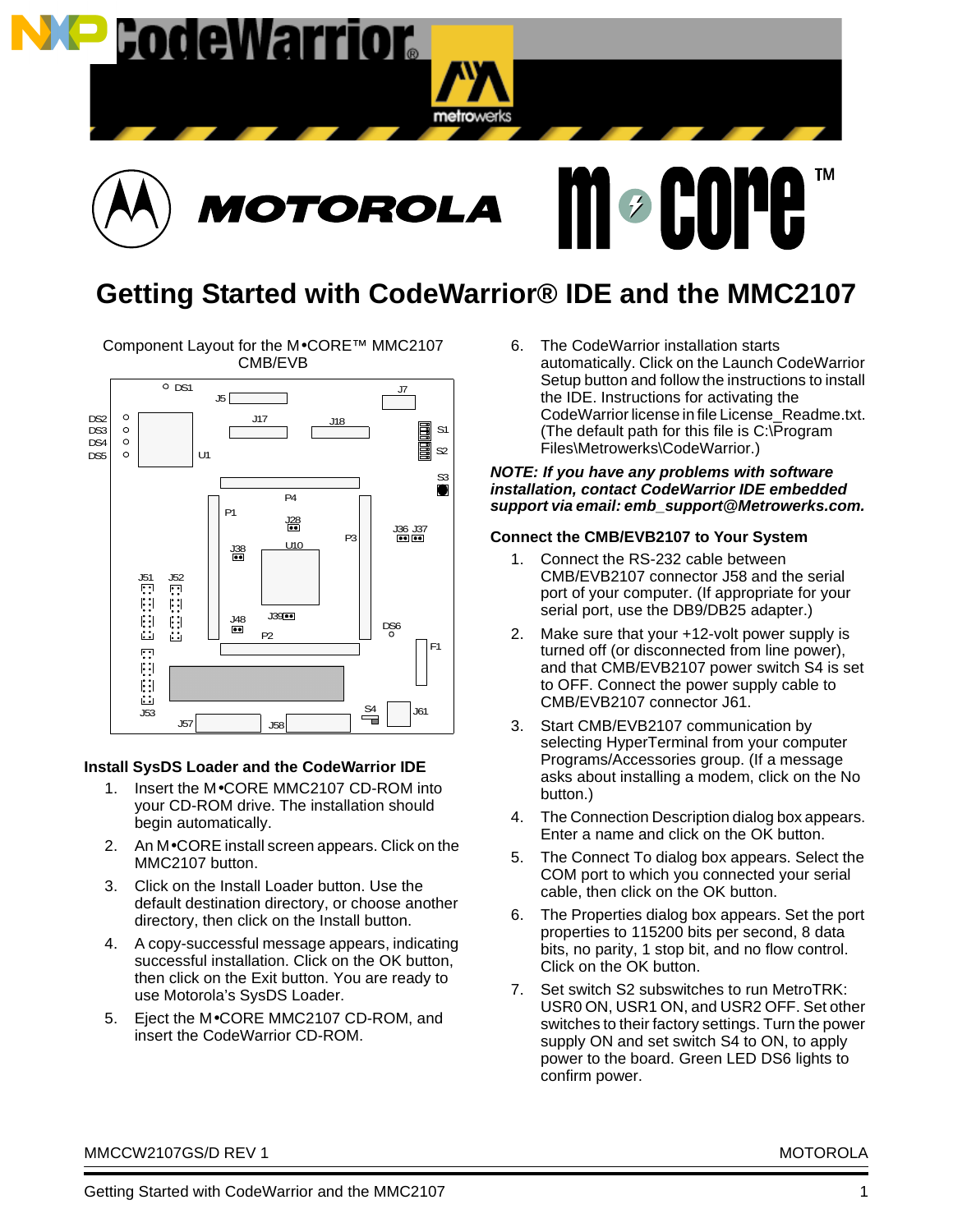# Getting Started with CodeWarrior® IDE and the MMC2107

Component Layout for the M•CORE™ MMC2107 CMB/EVB

## Install SysDS Loader and the CodeWarrior IDE

1. Insert the M•CORE MMC2107 CD-ROM into your CD-ROM drive. The installation should begin automatically.
2. An M•CORE install screen appears. Click on the MMC2107 button.
3. Click on the Install Loader button. Use the default destination directory, or choose another directory, then click on the Install button.
4. A copy-successful message appears, indicating successful installation. Click on the OK button, then click on the Exit button. You are ready to use Motorola's SysDS Loader.
5. Eject the M•CORE MMC2107 CD-ROM, and insert the CodeWarrior CD-ROM.
6. The CodeWarrior installation starts automatically. Click on the Launch CodeWarrior Setup button and follow the instructions to install the IDE. Instructions for activating the CodeWarrior license in file License_Readme.txt. (The default path for this file is C:\Program Files\Metrowerks\CodeWarrior.)

***NOTE: If you have any problems with software installation, contact CodeWarrior IDE embedded support via email: emb_support@Metrowerks.com.***

## Connect the CMB/EVB2107 to Your System

1. Connect the RS-232 cable between CMB/EVB2107 connector J58 and the serial port of your computer. (If appropriate for your serial port, use the DB9/DB25 adapter.)
2. Make sure that your +12-volt power supply is turned off (or disconnected from line power), and that CMB/EVB2107 power switch S4 is set to OFF. Connect the power supply cable to CMB/EVB2107 connector J61.
3. Start CMB/EVB2107 communication by selecting HyperTerminal from your computer Programs/Accessories group. (If a message asks about installing a modem, click on the No button.)
4. The Connection Description dialog box appears. Enter a name and click on the OK button.
5. The Connect To dialog box appears. Select the COM port to which you connected your serial cable, then click on the OK button.
6. The Properties dialog box appears. Set the port properties to 115200 bits per second, 8 data bits, no parity, 1 stop bit, and no flow control. Click on the OK button.
7. Set switch S2 subswitches to run MetroTRK: USR0 ON, USR1 ON, and USR2 OFF. Set other switches to their factory settings. Turn the power supply ON and set switch S4 to ON, to apply power to the board. Green LED DS6 lights to confirm power.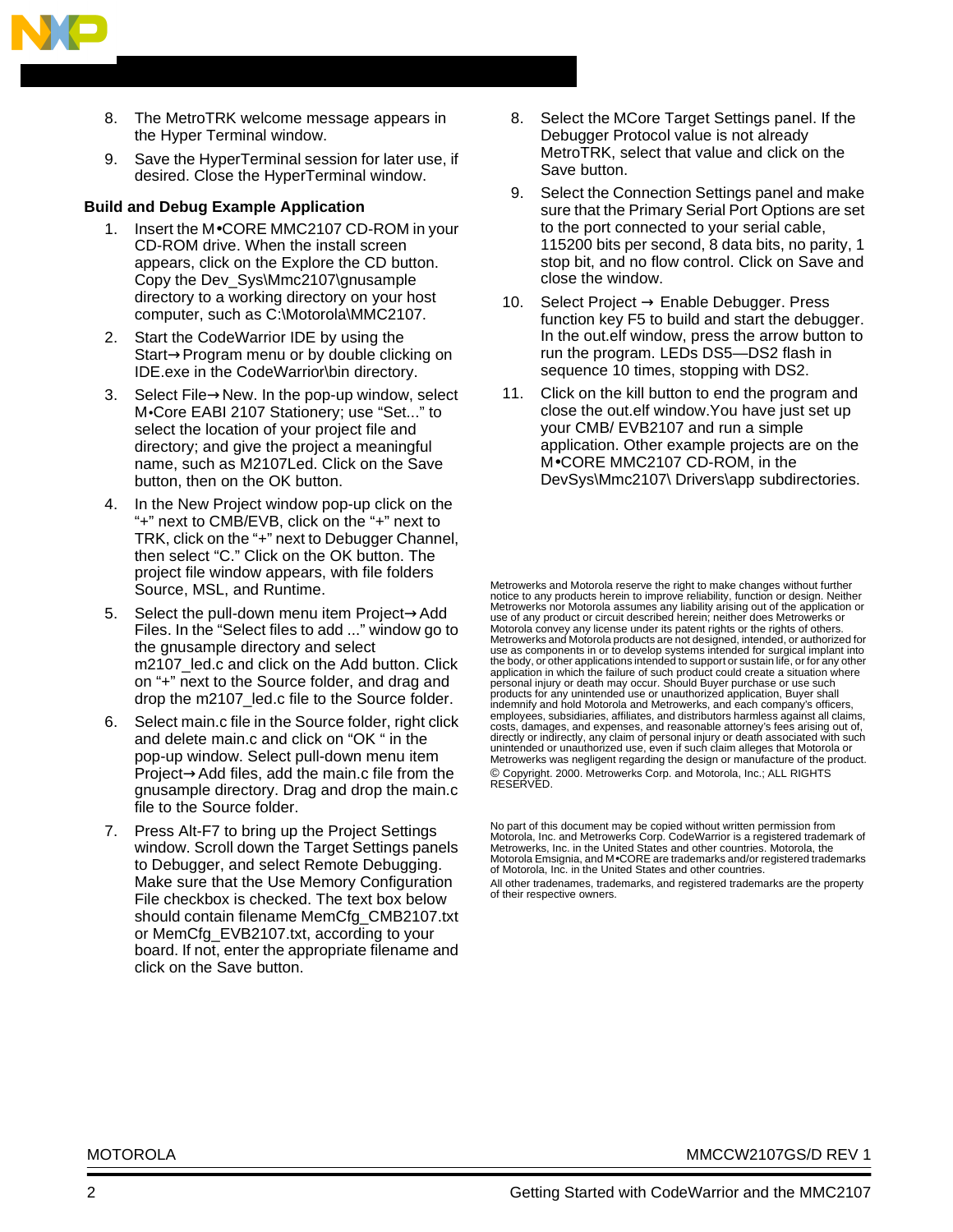8. The MetroTRK welcome message appears in the Hyper Terminal window.
9. Save the HyperTerminal session for later use, if desired. Close the HyperTerminal window.

**Build and Debug Example Application**

1. Insert the M•CORE MMC2107 CD-ROM in your CD-ROM drive. When the install screen appears, click on the Explore the CD button. Copy the Dev_Sys\Mmc2107\gnusample directory to a working directory on your host computer, such as C:\Motorola\MMC2107.
2. Start the CodeWarrior IDE by using the Start→Program menu or by double clicking on IDE.exe in the CodeWarrior\bin directory.
3. Select File→New. In the pop-up window, select M•Core EABI 2107 Stationery; use “Set...” to select the location of your project file and directory; and give the project a meaningful name, such as M2107Led. Click on the Save button, then on the OK button.
4. In the New Project window pop-up click on the “+” next to CMB/EVB, click on the “+” next to TRK, click on the “+” next to Debugger Channel, then select “C.” Click on the OK button. The project file window appears, with file folders Source, MSL, and Runtime.
5. Select the pull-down menu item Project→Add Files. In the “Select files to add ...” window go to the gnusample directory and select m2107_led.c and click on the Add button. Click on “+” next to the Source folder, and drag and drop the m2107_led.c file to the Source folder.
6. Select main.c file in the Source folder, right click and delete main.c and click on “OK “ in the pop-up window. Select pull-down menu item Project→Add files, add the main.c file from the gnusample directory. Drag and drop the main.c file to the Source folder.
7. Press Alt-F7 to bring up the Project Settings window. Scroll down the Target Settings panels to Debugger, and select Remote Debugging. Make sure that the Use Memory Configuration File checkbox is checked. The text box below should contain filename MemCfg_CMB2107.txt or MemCfg_EVB2107.txt, according to your board. If not, enter the appropriate filename and click on the Save button.
8. Select the MCore Target Settings panel. If the Debugger Protocol value is not already MetroTRK, select that value and click on the Save button.
9. Select the Connection Settings panel and make sure that the Primary Serial Port Options are set to the port connected to your serial cable, 115200 bits per second, 8 data bits, no parity, 1 stop bit, and no flow control. Click on Save and close the window.
10. Select Project → Enable Debugger. Press function key F5 to build and start the debugger. In the out.elf window, press the arrow button to run the program. LEDs DS5—DS2 flash in sequence 10 times, stopping with DS2.
11. Click on the kill button to end the program and close the out.elf window.You have just set up your CMB/ EVB2107 and run a simple application. Other example projects are on the M•CORE MMC2107 CD-ROM, in the DevSys\Mmc2107\ Drivers\app subdirectories.

Metrowerks and Motorola reserve the right to make changes without further notice to any products herein to improve reliability, function or design. Neither Metrowerks nor Motorola assumes any liability arising out of the application or use of any product or circuit described herein; neither does Metrowerks or Motorola convey any license under its patent rights or the rights of others. Metrowerks and Motorola products are not designed, intended, or authorized for use as components in or to develop systems intended for surgical implant into the body, or other applications intended to support or sustain life, or for any other application in which the failure of such product could create a situation where personal injury or death may occur. Should Buyer purchase or use such products for any unintended use or unauthorized application, Buyer shall indemnify and hold Motorola and Metrowerks, and each company's officers, employees, subsidiaries, affiliates, and distributors harmless against all claims, costs, damages, and expenses, and reasonable attorney's fees arising out of, directly or indirectly, any claim of personal injury or death associated with such unintended or unauthorized use, even if such claim alleges that Motorola or Metrowerks was negligent regarding the design or manufacture of the product.

© Copyright. 2000. Metrowerks Corp. and Motorola, Inc.; ALL RIGHTS RESERVED.

No part of this document may be copied without written permission from Motorola, Inc. and Metrowerks Corp. CodeWarrior is a registered trademark of Metrowerks, Inc. in the United States and other countries. Motorola, the Motorola Emsignia, and M•CORE are trademarks and/or registered trademarks of Motorola, Inc. in the United States and other countries.

All other tradenames, trademarks, and registered trademarks are the property of their respective owners.